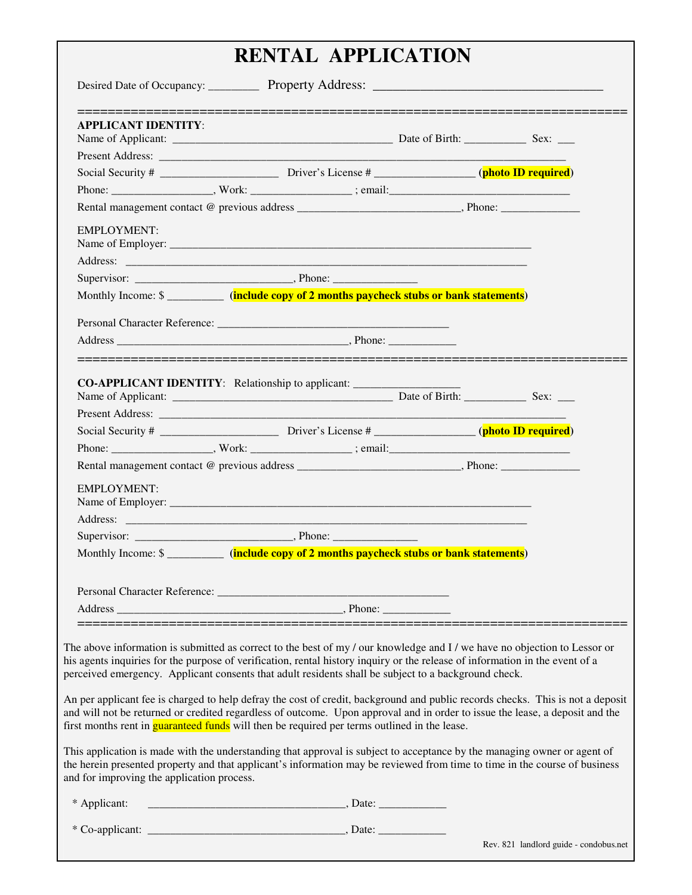# RENTAL APPLICATION

Desired Date of Occupancy: ________ Property Address: ___________________________________

==========================================================================

**APPLICANT IDENTITY**:

Name of Applicant: _____________________________________ Date of Birth: ___________ Sex: ___

Present Address: ______________________________________________________________________

Social Security # ____________________ Driver's License # _________________ (**photo ID required**)

Phone: _________________, Work: _________________ ; email:_______________________________

Rental management contact @ previous address ____________________________, Phone: _____________

EMPLOYMENT:

Name of Employer: ______________________________________________________________

Address: _____________________________________________________________________

Supervisor: ___________________________, Phone: ______________

Monthly Income: $ _________ (**include copy of 2 months paycheck stubs or bank statements**)

Personal Character Reference: ________________________________________

Address ________________________________________, Phone: ____________

==========================================================================

**CO-APPLICANT IDENTITY**: Relationship to applicant: __________________

Name of Applicant: _____________________________________ Date of Birth: ___________ Sex: ___

Present Address: ______________________________________________________________________

Social Security # ____________________ Driver's License # _________________ (**photo ID required**)

Phone: _________________, Work: _________________ ; email:_______________________________

Rental management contact @ previous address ____________________________, Phone: _____________

EMPLOYMENT:

Name of Employer: ______________________________________________________________

Address: _____________________________________________________________________

Supervisor: ___________________________, Phone: ______________

Monthly Income: $ _________ (**include copy of 2 months paycheck stubs or bank statements**)

Personal Character Reference: ________________________________________

Address ________________________________________, Phone: ____________

==========================================================================

The above information is submitted as correct to the best of my / our knowledge and I / we have no objection to Lessor or his agents inquiries for the purpose of verification, rental history inquiry or the release of information in the event of a perceived emergency. Applicant consents that adult residents shall be subject to a background check.

An per applicant fee is charged to help defray the cost of credit, background and public records checks. This is not a deposit and will not be returned or credited regardless of outcome. Upon approval and in order to issue the lease, a deposit and the first months rent in guaranteed funds will then be required per terms outlined in the lease.

This application is made with the understanding that approval is subject to acceptance by the managing owner or agent of the herein presented property and that applicant's information may be reviewed from time to time in the course of business and for improving the application process.

* Applicant: __________________________________, Date: ___________

* Co-applicant: __________________________________, Date: ___________

Rev. 821 landlord guide - condobus.net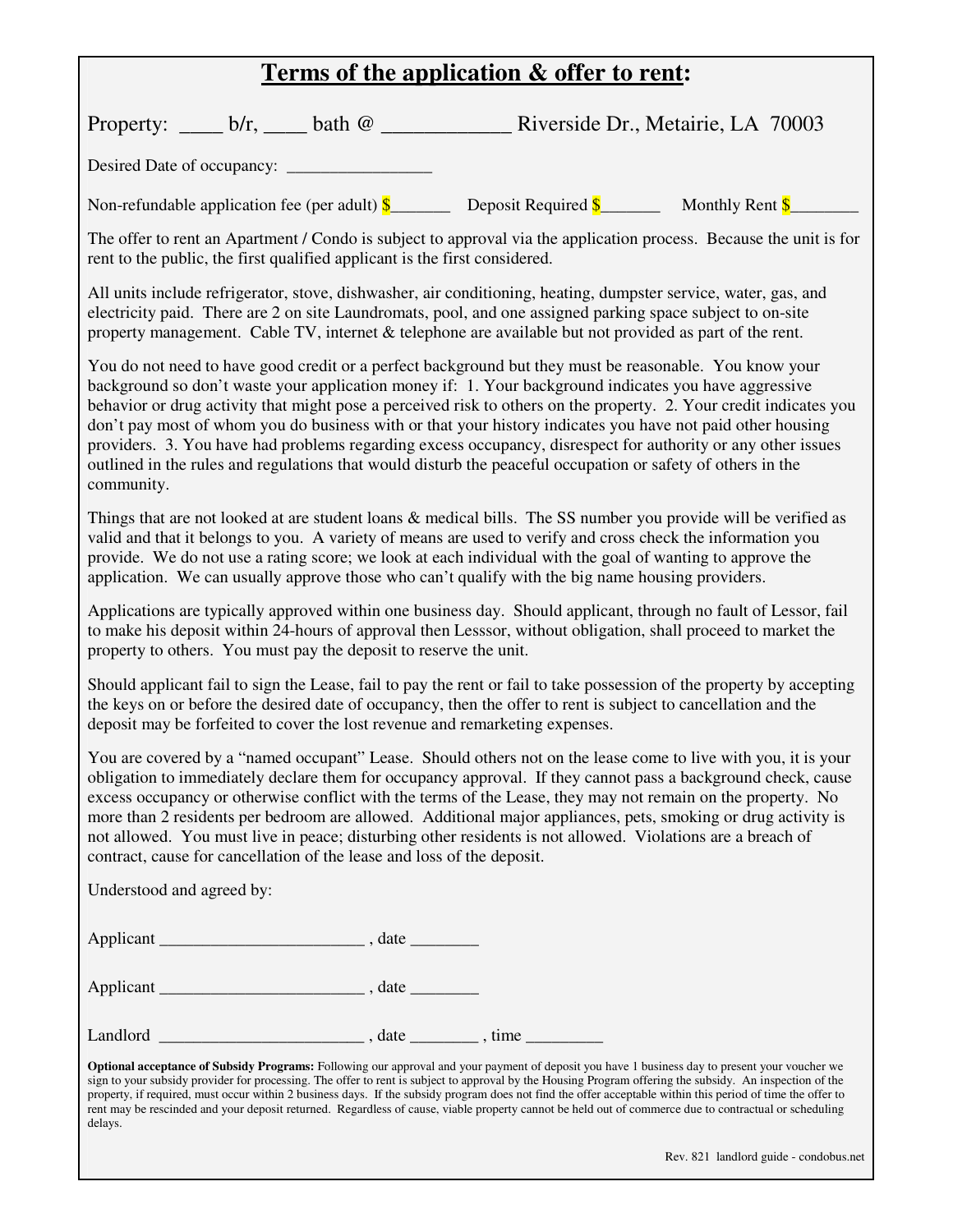# Terms of the application & offer to rent:

Property: ____ b/r, ____ bath @ ____________ Riverside Dr., Metairie, LA 70003

Desired Date of occupancy: ________________

Non-refundable application fee (per adult) $_______ Deposit Required $_______ Monthly Rent $________

The offer to rent an Apartment / Condo is subject to approval via the application process. Because the unit is for rent to the public, the first qualified applicant is the first considered.

All units include refrigerator, stove, dishwasher, air conditioning, heating, dumpster service, water, gas, and electricity paid. There are 2 on site Laundromats, pool, and one assigned parking space subject to on-site property management. Cable TV, internet & telephone are available but not provided as part of the rent.

You do not need to have good credit or a perfect background but they must be reasonable. You know your background so don't waste your application money if: 1. Your background indicates you have aggressive behavior or drug activity that might pose a perceived risk to others on the property. 2. Your credit indicates you don't pay most of whom you do business with or that your history indicates you have not paid other housing providers. 3. You have had problems regarding excess occupancy, disrespect for authority or any other issues outlined in the rules and regulations that would disturb the peaceful occupation or safety of others in the community.

Things that are not looked at are student loans & medical bills. The SS number you provide will be verified as valid and that it belongs to you. A variety of means are used to verify and cross check the information you provide. We do not use a rating score; we look at each individual with the goal of wanting to approve the application. We can usually approve those who can't qualify with the big name housing providers.

Applications are typically approved within one business day. Should applicant, through no fault of Lessor, fail to make his deposit within 24-hours of approval then Lesssor, without obligation, shall proceed to market the property to others. You must pay the deposit to reserve the unit.

Should applicant fail to sign the Lease, fail to pay the rent or fail to take possession of the property by accepting the keys on or before the desired date of occupancy, then the offer to rent is subject to cancellation and the deposit may be forfeited to cover the lost revenue and remarketing expenses.

You are covered by a "named occupant" Lease. Should others not on the lease come to live with you, it is your obligation to immediately declare them for occupancy approval. If they cannot pass a background check, cause excess occupancy or otherwise conflict with the terms of the Lease, they may not remain on the property. No more than 2 residents per bedroom are allowed. Additional major appliances, pets, smoking or drug activity is not allowed. You must live in peace; disturbing other residents is not allowed. Violations are a breach of contract, cause for cancellation of the lease and loss of the deposit.

Understood and agreed by:

Applicant ________________________ , date ________

Applicant ________________________ , date ________

Landlord ________________________ , date ________ , time _________

**Optional acceptance of Subsidy Programs:** Following our approval and your payment of deposit you have 1 business day to present your voucher we sign to your subsidy provider for processing. The offer to rent is subject to approval by the Housing Program offering the subsidy. An inspection of the property, if required, must occur within 2 business days. If the subsidy program does not find the offer acceptable within this period of time the offer to rent may be rescinded and your deposit returned. Regardless of cause, viable property cannot be held out of commerce due to contractual or scheduling delays.

Rev. 821 landlord guide - condobus.net